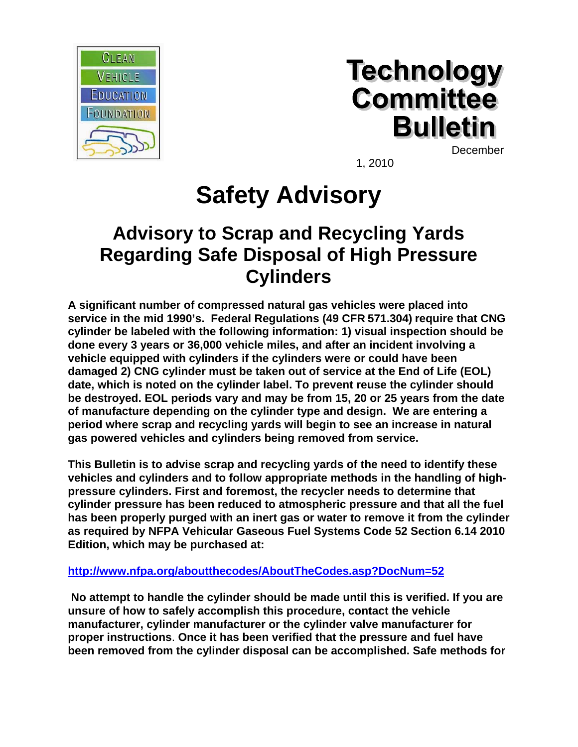Clean Vehicle Education Foundation

# Technology Committee Bulletin

December 1, 2010

# Safety Advisory

## Advisory to Scrap and Recycling Yards Regarding Safe Disposal of High Pressure Cylinders

**A significant number of compressed natural gas vehicles were placed into service in the mid 1990's. Federal Regulations (49 CFR 571.304) require that CNG cylinder be labeled with the following information: 1) visual inspection should be done every 3 years or 36,000 vehicle miles, and after an incident involving a vehicle equipped with cylinders if the cylinders were or could have been damaged 2) CNG cylinder must be taken out of service at the End of Life (EOL) date, which is noted on the cylinder label. To prevent reuse the cylinder should be destroyed. EOL periods vary and may be from 15, 20 or 25 years from the date of manufacture depending on the cylinder type and design. We are entering a period where scrap and recycling yards will begin to see an increase in natural gas powered vehicles and cylinders being removed from service.**

**This Bulletin is to advise scrap and recycling yards of the need to identify these vehicles and cylinders and to follow appropriate methods in the handling of high-pressure cylinders. First and foremost, the recycler needs to determine that cylinder pressure has been reduced to atmospheric pressure and that all the fuel has been properly purged with an inert gas or water to remove it from the cylinder as required by NFPA Vehicular Gaseous Fuel Systems Code 52 Section 6.14 2010 Edition, which may be purchased at:**

**http://www.nfpa.org/aboutthecodes/AboutTheCodes.asp?DocNum=52**

**No attempt to handle the cylinder should be made until this is verified. If you are unsure of how to safely accomplish this procedure, contact the vehicle manufacturer, cylinder manufacturer or the cylinder valve manufacturer for proper instructions. Once it has been verified that the pressure and fuel have been removed from the cylinder disposal can be accomplished. Safe methods for**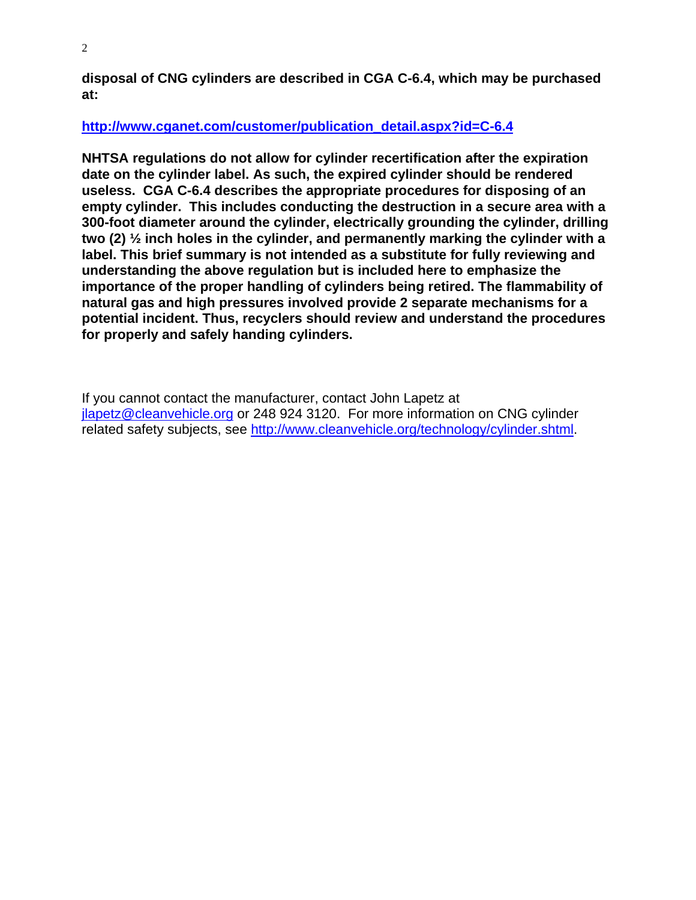**disposal of CNG cylinders are described in CGA C-6.4, which may be purchased at:**

**http://www.cganet.com/customer/publication_detail.aspx?id=C-6.4**

**NHTSA regulations do not allow for cylinder recertification after the expiration date on the cylinder label. As such, the expired cylinder should be rendered useless. CGA C-6.4 describes the appropriate procedures for disposing of an empty cylinder. This includes conducting the destruction in a secure area with a 300-foot diameter around the cylinder, electrically grounding the cylinder, drilling two (2) ½ inch holes in the cylinder, and permanently marking the cylinder with a label. This brief summary is not intended as a substitute for fully reviewing and understanding the above regulation but is included here to emphasize the importance of the proper handling of cylinders being retired. The flammability of natural gas and high pressures involved provide 2 separate mechanisms for a potential incident. Thus, recyclers should review and understand the procedures for properly and safely handing cylinders.**

If you cannot contact the manufacturer, contact John Lapetz at jlapetz@cleanvehicle.org or 248 924 3120. For more information on CNG cylinder related safety subjects, see http://www.cleanvehicle.org/technology/cylinder.shtml.